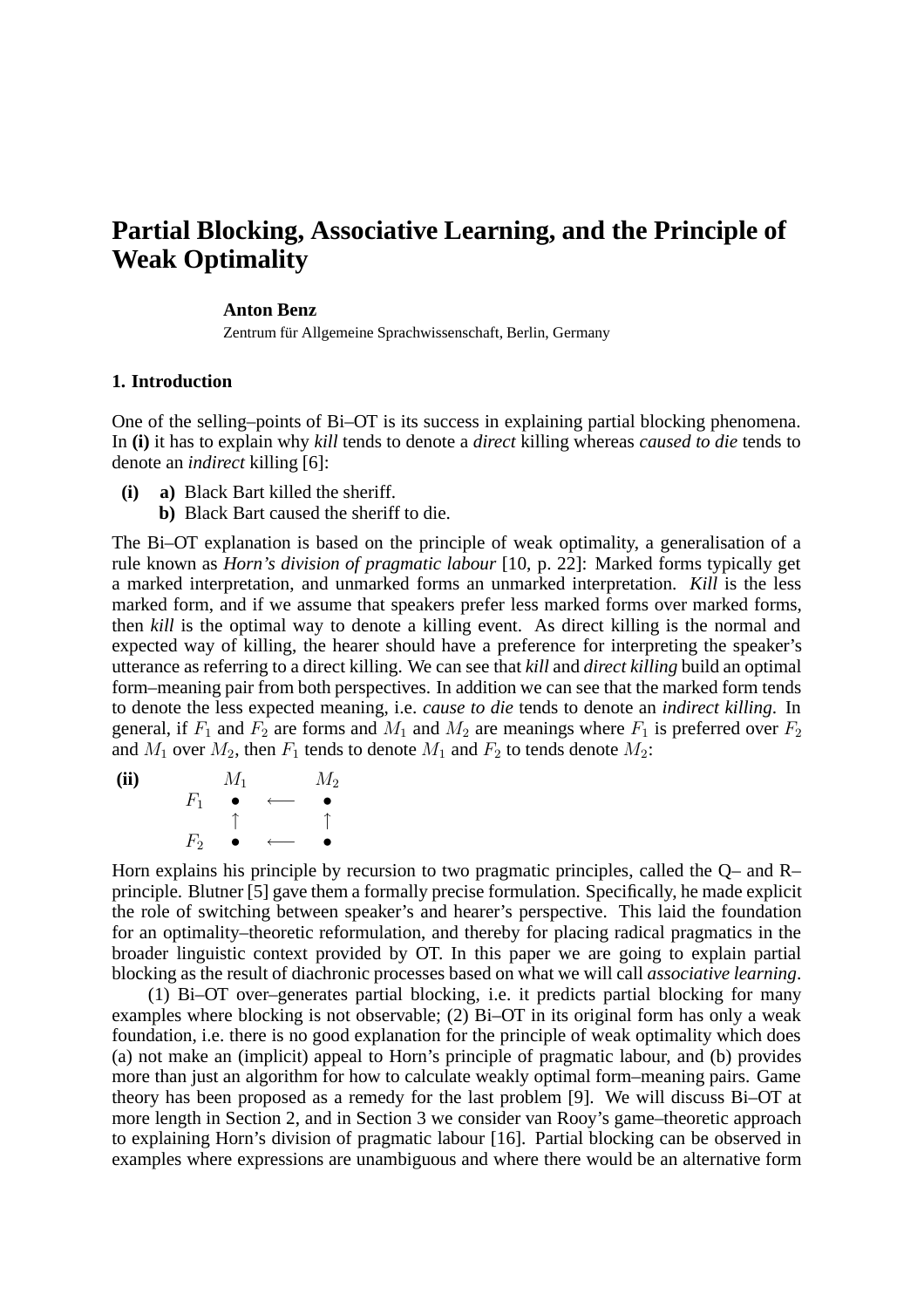# Partial Blocking, Associative Learning, and the Principle of Weak Optimality

**Anton Benz**

Zentrum für Allgemeine Sprachwissenschaft, Berlin, Germany

## 1. Introduction

One of the selling–points of Bi–OT is its success in explaining partial blocking phenomena. In **(i)** it has to explain why *kill* tends to denote a *direct* killing whereas *caused to die* tends to denote an *indirect* killing [6]:

**(i)** **a)** Black Bart killed the sheriff.
**b)** Black Bart caused the sheriff to die.

The Bi–OT explanation is based on the principle of weak optimality, a generalisation of a rule known as *Horn's division of pragmatic labour* [10, p. 22]: Marked forms typically get a marked interpretation, and unmarked forms an unmarked interpretation. *Kill* is the less marked form, and if we assume that speakers prefer less marked forms over marked forms, then *kill* is the optimal way to denote a killing event. As direct killing is the normal and expected way of killing, the hearer should have a preference for interpreting the speaker's utterance as referring to a direct killing. We can see that *kill* and *direct killing* build an optimal form–meaning pair from both perspectives. In addition we can see that the marked form tends to denote the less expected meaning, i.e. *cause to die* tends to denote an *indirect killing*. In general, if $F_1$ and $F_2$ are forms and $M_1$ and $M_2$ are meanings where $F_1$ is preferred over $F_2$ and $M_1$ over $M_2$, then $F_1$ tends to denote $M_1$ and $F_2$ to tends denote $M_2$:

**(ii)**

$$
\begin{array}{cccc}
 & M_1 & & M_2 \\
F_1 & \bullet & \longleftarrow & \bullet \\
 & \uparrow & & \uparrow \\
F_2 & \bullet & \longleftarrow & \bullet
\end{array}
$$

Horn explains his principle by recursion to two pragmatic principles, called the Q– and R–principle. Blutner [5] gave them a formally precise formulation. Specifically, he made explicit the role of switching between speaker's and hearer's perspective. This laid the foundation for an optimality–theoretic reformulation, and thereby for placing radical pragmatics in the broader linguistic context provided by OT. In this paper we are going to explain partial blocking as the result of diachronic processes based on what we will call *associative learning*.

(1) Bi–OT over–generates partial blocking, i.e. it predicts partial blocking for many examples where blocking is not observable; (2) Bi–OT in its original form has only a weak foundation, i.e. there is no good explanation for the principle of weak optimality which does (a) not make an (implicit) appeal to Horn's principle of pragmatic labour, and (b) provides more than just an algorithm for how to calculate weakly optimal form–meaning pairs. Game theory has been proposed as a remedy for the last problem [9]. We will discuss Bi–OT at more length in Section 2, and in Section 3 we consider van Rooy's game–theoretic approach to explaining Horn's division of pragmatic labour [16]. Partial blocking can be observed in examples where expressions are unambiguous and where there would be an alternative form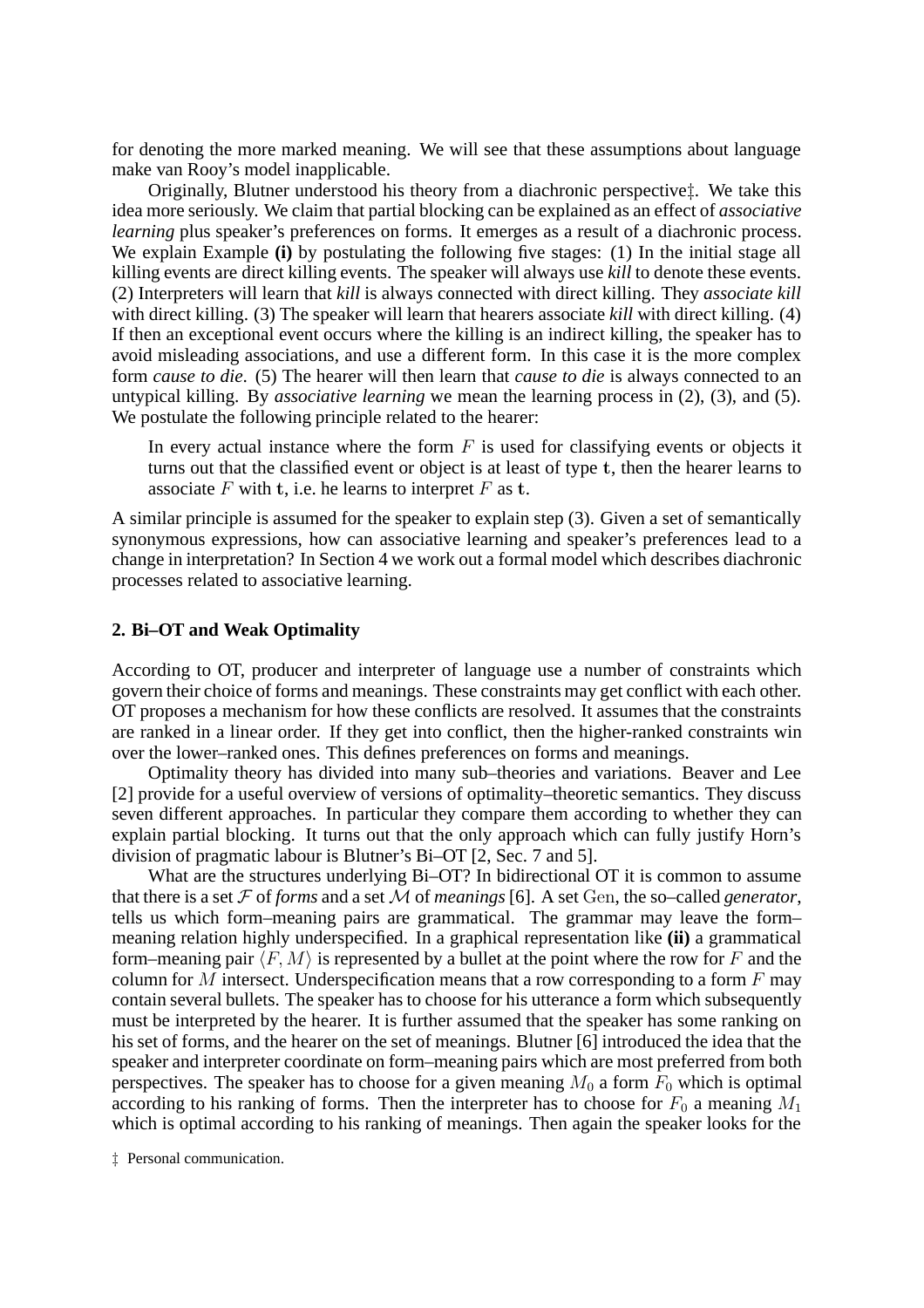for denoting the more marked meaning. We will see that these assumptions about language make van Rooy's model inapplicable.

Originally, Blutner understood his theory from a diachronic perspective‡. We take this idea more seriously. We claim that partial blocking can be explained as an effect of *associative learning* plus speaker's preferences on forms. It emerges as a result of a diachronic process. We explain Example **(i)** by postulating the following five stages: (1) In the initial stage all killing events are direct killing events. The speaker will always use *kill* to denote these events. (2) Interpreters will learn that *kill* is always connected with direct killing. They *associate kill* with direct killing. (3) The speaker will learn that hearers associate *kill* with direct killing. (4) If then an exceptional event occurs where the killing is an indirect killing, the speaker has to avoid misleading associations, and use a different form. In this case it is the more complex form *cause to die*. (5) The hearer will then learn that *cause to die* is always connected to an untypical killing. By *associative learning* we mean the learning process in (2), (3), and (5). We postulate the following principle related to the hearer:

> In every actual instance where the form $F$ is used for classifying events or objects it turns out that the classified event or object is at least of type $\mathbf{t}$, then the hearer learns to associate $F$ with $\mathbf{t}$, i.e. he learns to interpret $F$ as $\mathbf{t}$.

A similar principle is assumed for the speaker to explain step (3). Given a set of semantically synonymous expressions, how can associative learning and speaker's preferences lead to a change in interpretation? In Section 4 we work out a formal model which describes diachronic processes related to associative learning.

## 2. Bi–OT and Weak Optimality

According to OT, producer and interpreter of language use a number of constraints which govern their choice of forms and meanings. These constraints may get conflict with each other. OT proposes a mechanism for how these conflicts are resolved. It assumes that the constraints are ranked in a linear order. If they get into conflict, then the higher-ranked constraints win over the lower–ranked ones. This defines preferences on forms and meanings.

Optimality theory has divided into many sub–theories and variations. Beaver and Lee [2] provide for a useful overview of versions of optimality–theoretic semantics. They discuss seven different approaches. In particular they compare them according to whether they can explain partial blocking. It turns out that the only approach which can fully justify Horn's division of pragmatic labour is Blutner's Bi–OT [2, Sec. 7 and 5].

What are the structures underlying Bi–OT? In bidirectional OT it is common to assume that there is a set $\mathcal{F}$ of *forms* and a set $\mathcal{M}$ of *meanings* [6]. A set $\mathrm{Gen}$, the so–called *generator*, tells us which form–meaning pairs are grammatical. The grammar may leave the form–meaning relation highly underspecified. In a graphical representation like **(ii)** a grammatical form–meaning pair $\langle F, M\rangle$ is represented by a bullet at the point where the row for $F$ and the column for $M$ intersect. Underspecification means that a row corresponding to a form $F$ may contain several bullets. The speaker has to choose for his utterance a form which subsequently must be interpreted by the hearer. It is further assumed that the speaker has some ranking on his set of forms, and the hearer on the set of meanings. Blutner [6] introduced the idea that the speaker and interpreter coordinate on form–meaning pairs which are most preferred from both perspectives. The speaker has to choose for a given meaning $M_0$ a form $F_0$ which is optimal according to his ranking of forms. Then the interpreter has to choose for $F_0$ a meaning $M_1$ which is optimal according to his ranking of meanings. Then again the speaker looks for the

‡ Personal communication.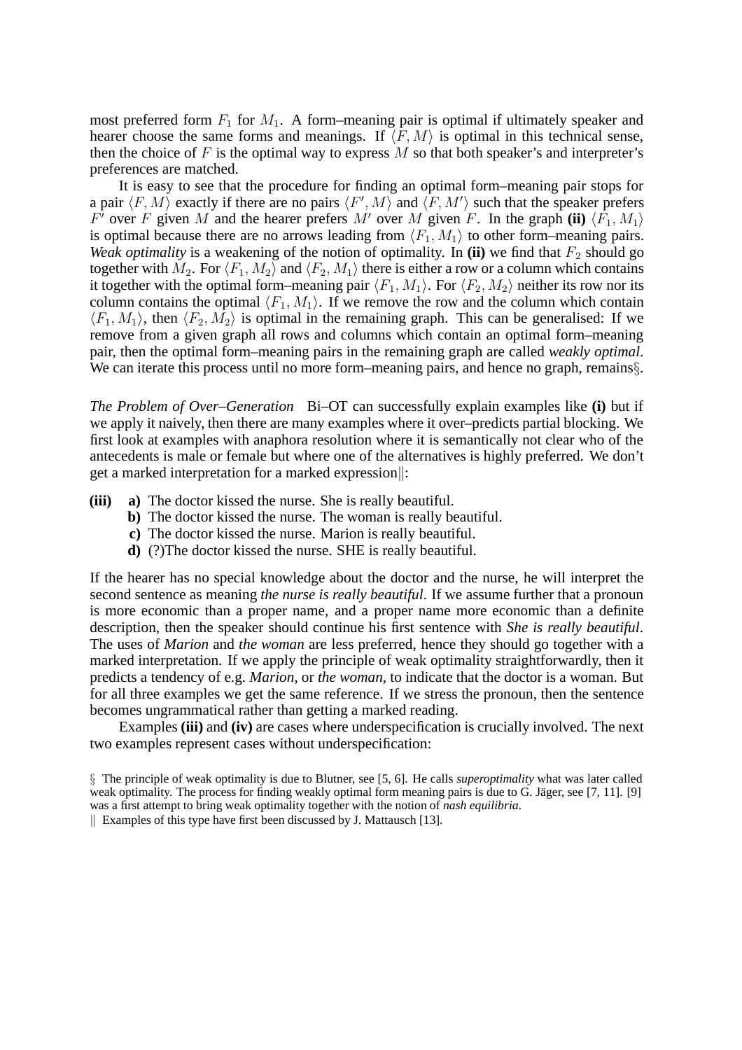most preferred form $F_1$ for $M_1$. A form–meaning pair is optimal if ultimately speaker and hearer choose the same forms and meanings. If $\langle F, M\rangle$ is optimal in this technical sense, then the choice of $F$ is the optimal way to express $M$ so that both speaker's and interpreter's preferences are matched.

It is easy to see that the procedure for finding an optimal form–meaning pair stops for a pair $\langle F, M\rangle$ exactly if there are no pairs $\langle F', M\rangle$ and $\langle F, M'\rangle$ such that the speaker prefers $F'$ over $F$ given $M$ and the hearer prefers $M'$ over $M$ given $F$. In the graph **(ii)** $\langle F_1, M_1\rangle$ is optimal because there are no arrows leading from $\langle F_1, M_1\rangle$ to other form–meaning pairs. *Weak optimality* is a weakening of the notion of optimality. In **(ii)** we find that $F_2$ should go together with $M_2$. For $\langle F_1, M_2\rangle$ and $\langle F_2, M_1\rangle$ there is either a row or a column which contains it together with the optimal form–meaning pair $\langle F_1, M_1\rangle$. For $\langle F_2, M_2\rangle$ neither its row nor its column contains the optimal $\langle F_1, M_1\rangle$. If we remove the row and the column which contain $\langle F_1, M_1\rangle$, then $\langle F_2, M_2\rangle$ is optimal in the remaining graph. This can be generalised: If we remove from a given graph all rows and columns which contain an optimal form–meaning pair, then the optimal form–meaning pairs in the remaining graph are called *weakly optimal*. We can iterate this process until no more form–meaning pairs, and hence no graph, remains§.

*The Problem of Over–Generation* Bi–OT can successfully explain examples like **(i)** but if we apply it naively, then there are many examples where it over–predicts partial blocking. We first look at examples with anaphora resolution where it is semantically not clear who of the antecedents is male or female but where one of the alternatives is highly preferred. We don't get a marked interpretation for a marked expression‖:

**(iii)**
- **a)** The doctor kissed the nurse. She is really beautiful.
- **b)** The doctor kissed the nurse. The woman is really beautiful.
- **c)** The doctor kissed the nurse. Marion is really beautiful.
- **d)** (?)The doctor kissed the nurse. SHE is really beautiful.

If the hearer has no special knowledge about the doctor and the nurse, he will interpret the second sentence as meaning *the nurse is really beautiful*. If we assume further that a pronoun is more economic than a proper name, and a proper name more economic than a definite description, then the speaker should continue his first sentence with *She is really beautiful*. The uses of *Marion* and *the woman* are less preferred, hence they should go together with a marked interpretation. If we apply the principle of weak optimality straightforwardly, then it predicts a tendency of e.g. *Marion*, or *the woman*, to indicate that the doctor is a woman. But for all three examples we get the same reference. If we stress the pronoun, then the sentence becomes ungrammatical rather than getting a marked reading.

Examples **(iii)** and **(iv)** are cases where underspecification is crucially involved. The next two examples represent cases without underspecification:

§ The principle of weak optimality is due to Blutner, see [5, 6]. He calls *superoptimality* what was later called weak optimality. The process for finding weakly optimal form meaning pairs is due to G. Jäger, see [7, 11]. [9] was a first attempt to bring weak optimality together with the notion of *nash equilibria*.

‖ Examples of this type have first been discussed by J. Mattausch [13].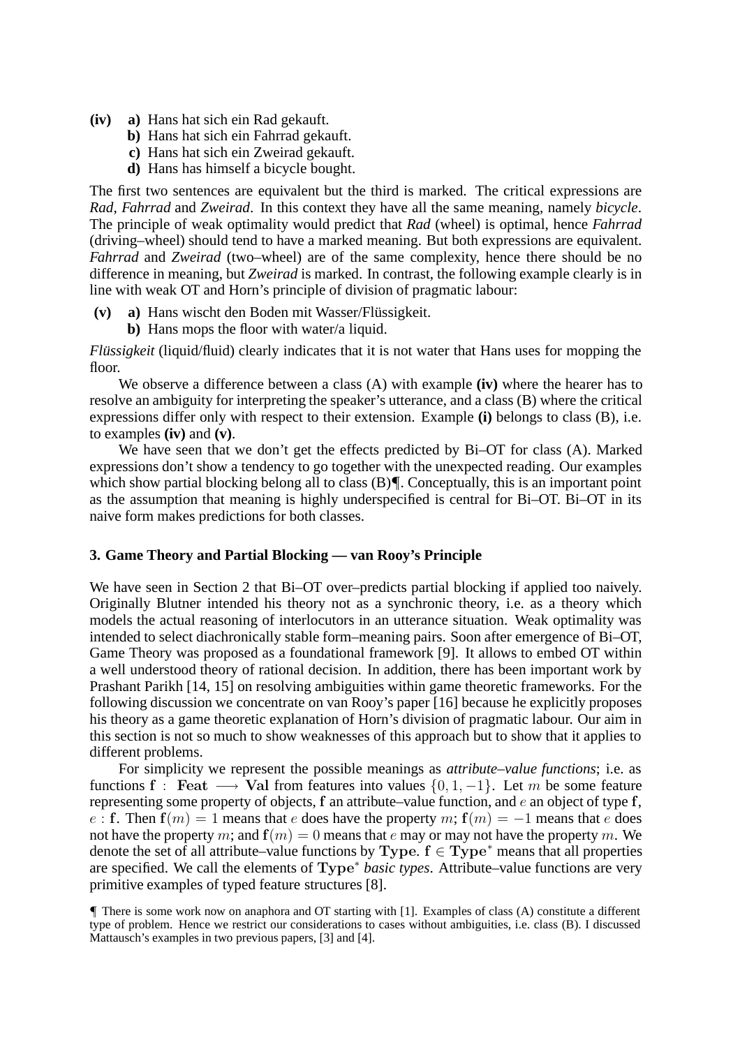**(iv)** **a)** Hans hat sich ein Rad gekauft.
**b)** Hans hat sich ein Fahrrad gekauft.
**c)** Hans hat sich ein Zweirad gekauft.
**d)** Hans has himself a bicycle bought.

The first two sentences are equivalent but the third is marked. The critical expressions are *Rad*, *Fahrrad* and *Zweirad*. In this context they have all the same meaning, namely *bicycle*. The principle of weak optimality would predict that *Rad* (wheel) is optimal, hence *Fahrrad* (driving–wheel) should tend to have a marked meaning. But both expressions are equivalent. *Fahrrad* and *Zweirad* (two–wheel) are of the same complexity, hence there should be no difference in meaning, but *Zweirad* is marked. In contrast, the following example clearly is in line with weak OT and Horn's principle of division of pragmatic labour:

**(v)** **a)** Hans wischt den Boden mit Wasser/Flüssigkeit.
**b)** Hans mops the floor with water/a liquid.

*Flüssigkeit* (liquid/fluid) clearly indicates that it is not water that Hans uses for mopping the floor.

We observe a difference between a class (A) with example **(iv)** where the hearer has to resolve an ambiguity for interpreting the speaker's utterance, and a class (B) where the critical expressions differ only with respect to their extension. Example **(i)** belongs to class (B), i.e. to examples **(iv)** and **(v)**.

We have seen that we don't get the effects predicted by Bi–OT for class (A). Marked expressions don't show a tendency to go together with the unexpected reading. Our examples which show partial blocking belong all to class (B)¶. Conceptually, this is an important point as the assumption that meaning is highly underspecified is central for Bi–OT. Bi–OT in its naive form makes predictions for both classes.

### 3. Game Theory and Partial Blocking — van Rooy's Principle

We have seen in Section 2 that Bi–OT over–predicts partial blocking if applied too naively. Originally Blutner intended his theory not as a synchronic theory, i.e. as a theory which models the actual reasoning of interlocutors in an utterance situation. Weak optimality was intended to select diachronically stable form–meaning pairs. Soon after emergence of Bi–OT, Game Theory was proposed as a foundational framework [9]. It allows to embed OT within a well understood theory of rational decision. In addition, there has been important work by Prashant Parikh [14, 15] on resolving ambiguities within game theoretic frameworks. For the following discussion we concentrate on van Rooy's paper [16] because he explicitly proposes his theory as a game theoretic explanation of Horn's division of pragmatic labour. Our aim in this section is not so much to show weaknesses of this approach but to show that it applies to different problems.

For simplicity we represent the possible meanings as *attribute–value functions*; i.e. as functions $\mathbf{f} : \mathbf{Feat} \longrightarrow \mathbf{Val}$ from features into values $\{0, 1, -1\}$. Let $m$ be some feature representing some property of objects, $\mathbf{f}$ an attribute–value function, and $e$ an object of type $\mathbf{f}$, $e : \mathbf{f}$. Then $\mathbf{f}(m) = 1$ means that $e$ does have the property $m$; $\mathbf{f}(m) = -1$ means that $e$ does not have the property $m$; and $\mathbf{f}(m) = 0$ means that $e$ may or may not have the property $m$. We denote the set of all attribute–value functions by $\mathbf{Type}$. $\mathbf{f} \in \mathbf{Type}^*$ means that all properties are specified. We call the elements of $\mathbf{Type}^*$ *basic types*. Attribute–value functions are very primitive examples of typed feature structures [8].

¶ There is some work now on anaphora and OT starting with [1]. Examples of class (A) constitute a different type of problem. Hence we restrict our considerations to cases without ambiguities, i.e. class (B). I discussed Mattausch's examples in two previous papers, [3] and [4].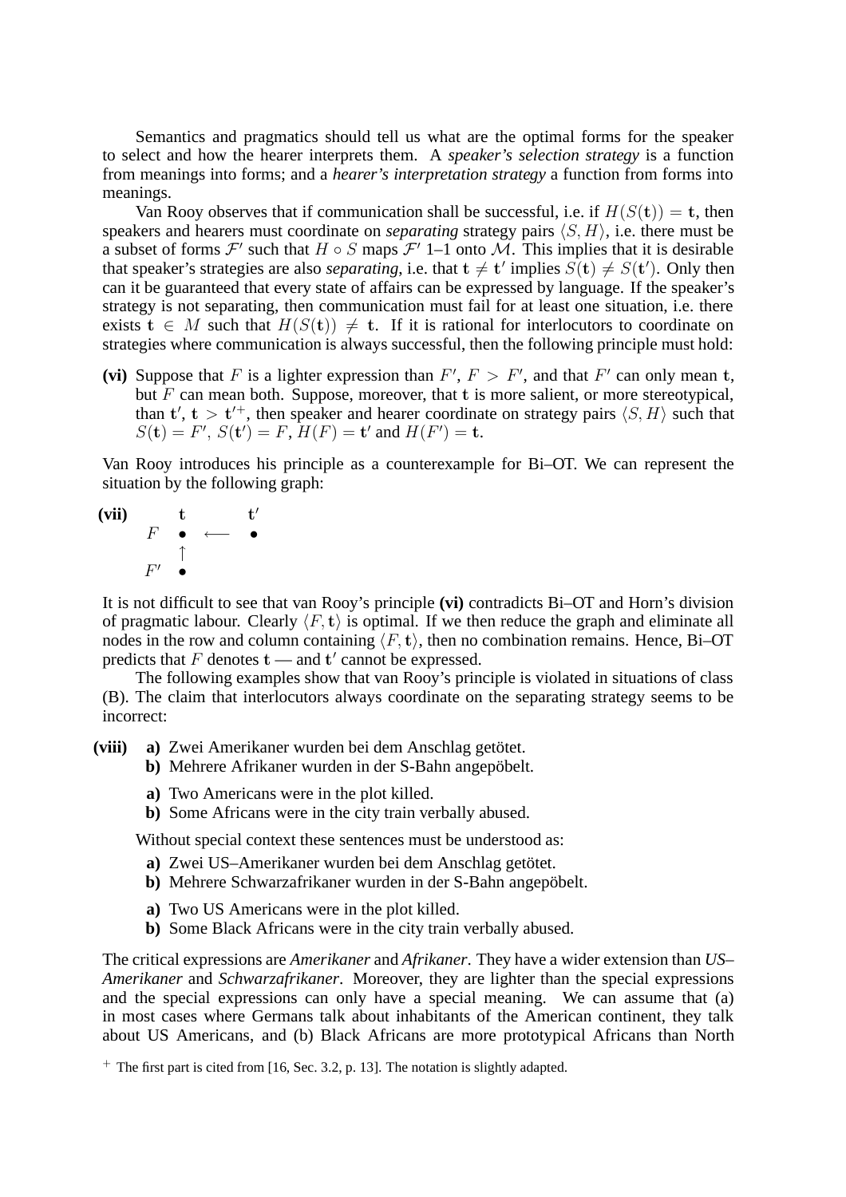Semantics and pragmatics should tell us what are the optimal forms for the speaker to select and how the hearer interprets them. A *speaker's selection strategy* is a function from meanings into forms; and a *hearer's interpretation strategy* a function from forms into meanings.

Van Rooy observes that if communication shall be successful, i.e. if $H(S(\mathbf{t})) = \mathbf{t}$, then speakers and hearers must coordinate on *separating* strategy pairs $\langle S, H\rangle$, i.e. there must be a subset of forms $\mathcal{F}'$ such that $H \circ S$ maps $\mathcal{F}'$ 1–1 onto $\mathcal{M}$. This implies that it is desirable that speaker's strategies are also *separating*, i.e. that $\mathbf{t} \neq \mathbf{t}'$ implies $S(\mathbf{t}) \neq S(\mathbf{t}')$. Only then can it be guaranteed that every state of affairs can be expressed by language. If the speaker's strategy is not separating, then communication must fail for at least one situation, i.e. there exists $\mathbf{t} \in M$ such that $H(S(\mathbf{t})) \neq \mathbf{t}$. If it is rational for interlocutors to coordinate on strategies where communication is always successful, then the following principle must hold:

**(vi)** Suppose that $F$ is a lighter expression than $F'$, $F > F'$, and that $F'$ can only mean $\mathbf{t}$, but $F$ can mean both. Suppose, moreover, that $\mathbf{t}$ is more salient, or more stereotypical, than $\mathbf{t}'$, $\mathbf{t} > \mathbf{t}'$[+], then speaker and hearer coordinate on strategy pairs $\langle S, H\rangle$ such that $S(\mathbf{t}) = F'$, $S(\mathbf{t}') = F$, $H(F) = \mathbf{t}'$ and $H(F') = \mathbf{t}$.

Van Rooy introduces his principle as a counterexample for Bi–OT. We can represent the situation by the following graph:

**(vii)**

$$
\begin{array}{ccccc}
 & \mathbf{t} & & \mathbf{t}' \\
F & \bullet & \longleftarrow & \bullet \\
 & \uparrow & & \\
F' & \bullet & &
\end{array}
$$

It is not difficult to see that van Rooy's principle **(vi)** contradicts Bi–OT and Horn's division of pragmatic labour. Clearly $\langle F, \mathbf{t}\rangle$ is optimal. If we then reduce the graph and eliminate all nodes in the row and column containing $\langle F, \mathbf{t}\rangle$, then no combination remains. Hence, Bi–OT predicts that $F$ denotes $\mathbf{t}$ — and $\mathbf{t}'$ cannot be expressed.

The following examples show that van Rooy's principle is violated in situations of class (B). The claim that interlocutors always coordinate on the separating strategy seems to be incorrect:

**(viii)**
- **a)** Zwei Amerikaner wurden bei dem Anschlag getötet.
- **b)** Mehrere Afrikaner wurden in der S-Bahn angepöbelt.

- **a)** Two Americans were in the plot killed.
- **b)** Some Africans were in the city train verbally abused.

Without special context these sentences must be understood as:

- **a)** Zwei US–Amerikaner wurden bei dem Anschlag getötet.
- **b)** Mehrere Schwarzafrikaner wurden in der S-Bahn angepöbelt.

- **a)** Two US Americans were in the plot killed.
- **b)** Some Black Africans were in the city train verbally abused.

The critical expressions are *Amerikaner* and *Afrikaner*. They have a wider extension than *US–Amerikaner* and *Schwarzafrikaner*. Moreover, they are lighter than the special expressions and the special expressions can only have a special meaning. We can assume that (a) in most cases where Germans talk about inhabitants of the American continent, they talk about US Americans, and (b) Black Africans are more prototypical Africans than North

[+] The first part is cited from [16, Sec. 3.2, p. 13]. The notation is slightly adapted.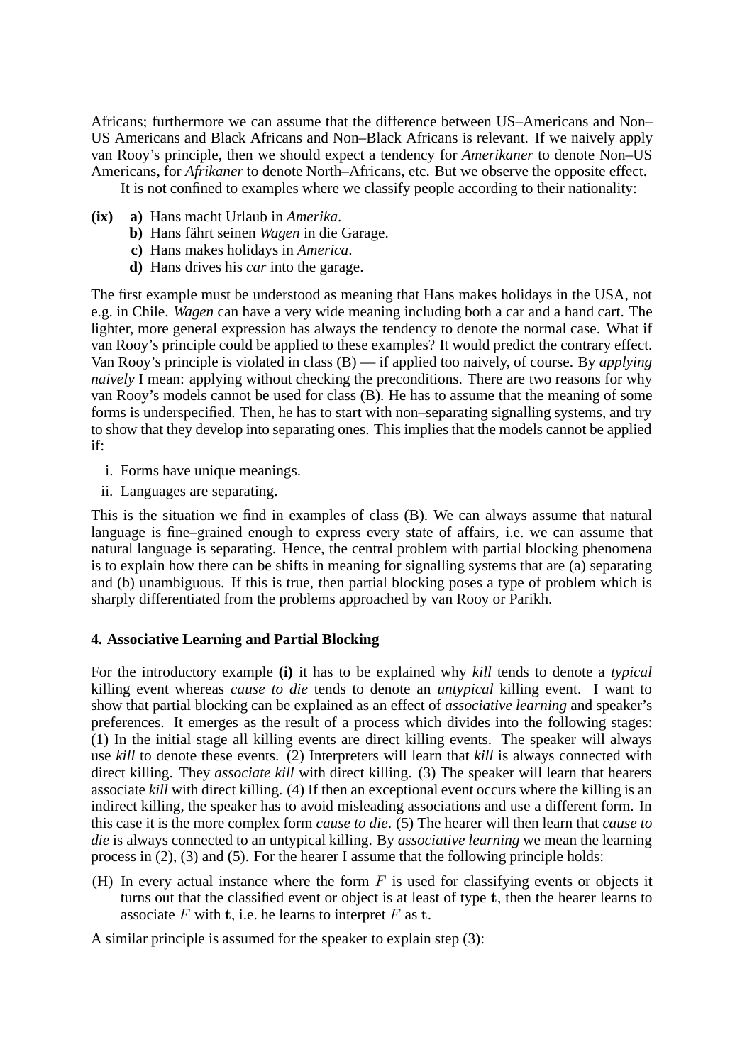Africans; furthermore we can assume that the difference between US–Americans and Non–US Americans and Black Africans and Non–Black Africans is relevant. If we naively apply van Rooy's principle, then we should expect a tendency for *Amerikaner* to denote Non–US Americans, for *Afrikaner* to denote North–Africans, etc. But we observe the opposite effect.

It is not confined to examples where we classify people according to their nationality:

**(ix)** **a)** Hans macht Urlaub in *Amerika*.
**b)** Hans fährt seinen *Wagen* in die Garage.
**c)** Hans makes holidays in *America*.
**d)** Hans drives his *car* into the garage.

The first example must be understood as meaning that Hans makes holidays in the USA, not e.g. in Chile. *Wagen* can have a very wide meaning including both a car and a hand cart. The lighter, more general expression has always the tendency to denote the normal case. What if van Rooy's principle could be applied to these examples? It would predict the contrary effect. Van Rooy's principle is violated in class (B) — if applied too naively, of course. By *applying naively* I mean: applying without checking the preconditions. There are two reasons for why van Rooy's models cannot be used for class (B). He has to assume that the meaning of some forms is underspecified. Then, he has to start with non–separating signalling systems, and try to show that they develop into separating ones. This implies that the models cannot be applied if:

i. Forms have unique meanings.
ii. Languages are separating.

This is the situation we find in examples of class (B). We can always assume that natural language is fine–grained enough to express every state of affairs, i.e. we can assume that natural language is separating. Hence, the central problem with partial blocking phenomena is to explain how there can be shifts in meaning for signalling systems that are (a) separating and (b) unambiguous. If this is true, then partial blocking poses a type of problem which is sharply differentiated from the problems approached by van Rooy or Parikh.

### 4. Associative Learning and Partial Blocking

For the introductory example **(i)** it has to be explained why *kill* tends to denote a *typical* killing event whereas *cause to die* tends to denote an *untypical* killing event. I want to show that partial blocking can be explained as an effect of *associative learning* and speaker's preferences. It emerges as the result of a process which divides into the following stages: (1) In the initial stage all killing events are direct killing events. The speaker will always use *kill* to denote these events. (2) Interpreters will learn that *kill* is always connected with direct killing. They *associate kill* with direct killing. (3) The speaker will learn that hearers associate *kill* with direct killing. (4) If then an exceptional event occurs where the killing is an indirect killing, the speaker has to avoid misleading associations and use a different form. In this case it is the more complex form *cause to die*. (5) The hearer will then learn that *cause to die* is always connected to an untypical killing. By *associative learning* we mean the learning process in (2), (3) and (5). For the hearer I assume that the following principle holds:

(H) In every actual instance where the form $F$ is used for classifying events or objects it turns out that the classified event or object is at least of type $\mathbf{t}$, then the hearer learns to associate $F$ with $\mathbf{t}$, i.e. he learns to interpret $F$ as $\mathbf{t}$.

A similar principle is assumed for the speaker to explain step (3):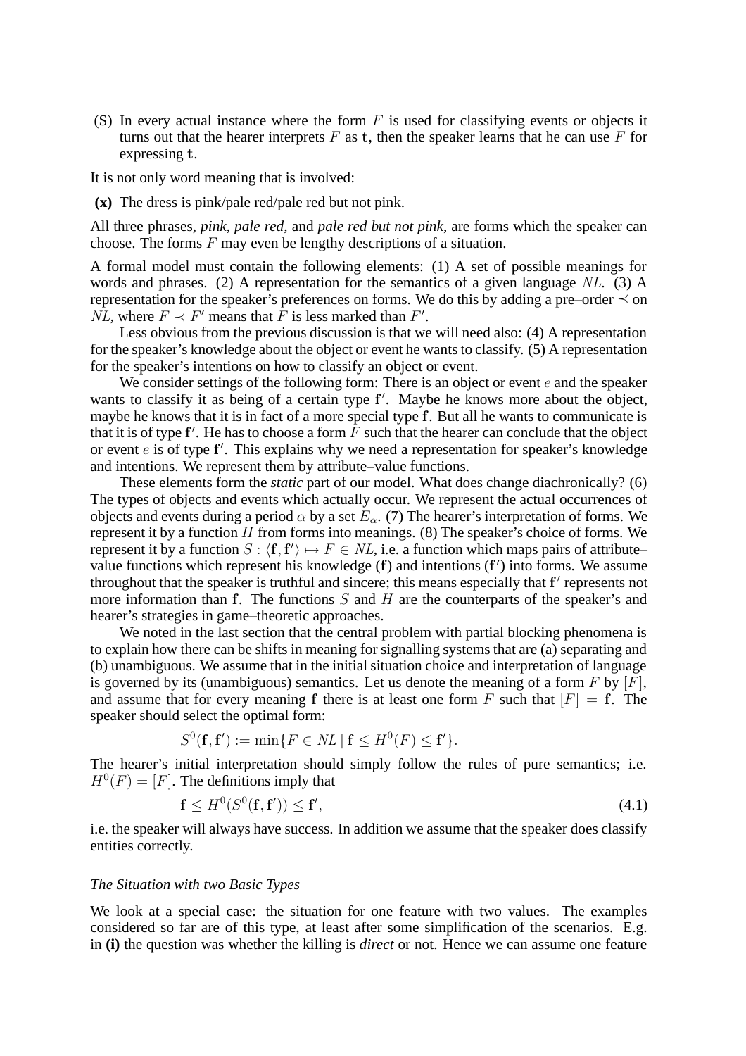(S) In every actual instance where the form $F$ is used for classifying events or objects it turns out that the hearer interprets $F$ as $\mathbf{t}$, then the speaker learns that he can use $F$ for expressing $\mathbf{t}$.

It is not only word meaning that is involved:

**(x)** The dress is pink/pale red/pale red but not pink.

All three phrases, *pink*, *pale red*, and *pale red but not pink*, are forms which the speaker can choose. The forms $F$ may even be lengthy descriptions of a situation.

A formal model must contain the following elements: (1) A set of possible meanings for words and phrases. (2) A representation for the semantics of a given language $NL$. (3) A representation for the speaker's preferences on forms. We do this by adding a pre–order $\preceq$ on $NL$, where $F \prec F'$ means that $F$ is less marked than $F'$.

Less obvious from the previous discussion is that we will need also: (4) A representation for the speaker's knowledge about the object or event he wants to classify. (5) A representation for the speaker's intentions on how to classify an object or event.

We consider settings of the following form: There is an object or event $e$ and the speaker wants to classify it as being of a certain type $\mathbf{f}'$. Maybe he knows more about the object, maybe he knows that it is in fact of a more special type $\mathbf{f}$. But all he wants to communicate is that it is of type $\mathbf{f}'$. He has to choose a form $F$ such that the hearer can conclude that the object or event $e$ is of type $\mathbf{f}'$. This explains why we need a representation for speaker's knowledge and intentions. We represent them by attribute–value functions.

These elements form the *static* part of our model. What does change diachronically? (6) The types of objects and events which actually occur. We represent the actual occurrences of objects and events during a period $\alpha$ by a set $E_\alpha$. (7) The hearer's interpretation of forms. We represent it by a function $H$ from forms into meanings. (8) The speaker's choice of forms. We represent it by a function $S : \langle \mathbf{f}, \mathbf{f}' \rangle \mapsto F \in NL$, i.e. a function which maps pairs of attribute–value functions which represent his knowledge ($\mathbf{f}$) and intentions ($\mathbf{f}'$) into forms. We assume throughout that the speaker is truthful and sincere; this means especially that $\mathbf{f}'$ represents not more information than $\mathbf{f}$. The functions $S$ and $H$ are the counterparts of the speaker's and hearer's strategies in game–theoretic approaches.

We noted in the last section that the central problem with partial blocking phenomena is to explain how there can be shifts in meaning for signalling systems that are (a) separating and (b) unambiguous. We assume that in the initial situation choice and interpretation of language is governed by its (unambiguous) semantics. Let us denote the meaning of a form $F$ by $[F]$, and assume that for every meaning $\mathbf{f}$ there is at least one form $F$ such that $[F] = \mathbf{f}$. The speaker should select the optimal form:

$$S^0(\mathbf{f}, \mathbf{f}') := \min\{F \in NL \mid \mathbf{f} \leq H^0(F) \leq \mathbf{f}'\}.$$

The hearer's initial interpretation should simply follow the rules of pure semantics; i.e. $H^0(F) = [F]$. The definitions imply that

$$\mathbf{f} \leq H^0(S^0(\mathbf{f}, \mathbf{f}')) \leq \mathbf{f}', \tag{4.1}$$

i.e. the speaker will always have success. In addition we assume that the speaker does classify entities correctly.

*The Situation with two Basic Types*

We look at a special case: the situation for one feature with two values. The examples considered so far are of this type, at least after some simplification of the scenarios. E.g. in **(i)** the question was whether the killing is *direct* or not. Hence we can assume one feature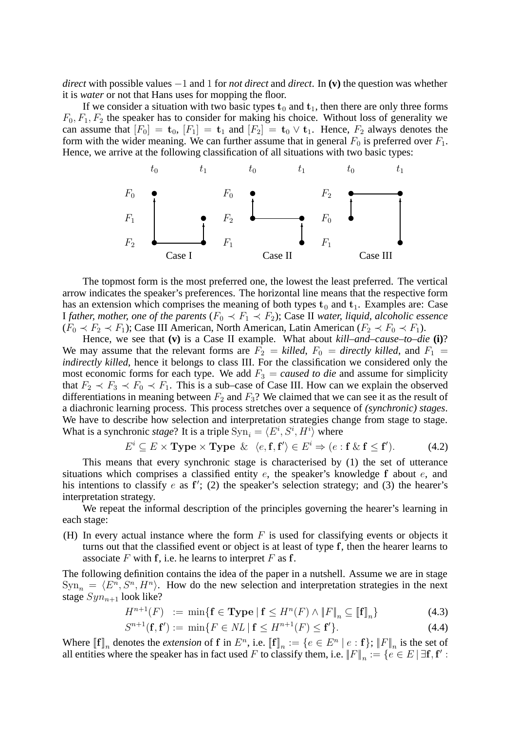*direct* with possible values $-1$ and $1$ for *not direct* and *direct*. In **(v)** the question was whether it is *water* or not that Hans uses for mopping the floor.

If we consider a situation with two basic types $\mathbf{t}_0$ and $\mathbf{t}_1$, then there are only three forms $F_0, F_1, F_2$ the speaker has to consider for making his choice. Without loss of generality we can assume that $[F_0] = \mathbf{t}_0$, $[F_1] = \mathbf{t}_1$ and $[F_2] = \mathbf{t}_0 \vee \mathbf{t}_1$. Hence, $F_2$ always denotes the form with the wider meaning. We can further assume that in general $F_0$ is preferred over $F_1$. Hence, we arrive at the following classification of all situations with two basic types:

Case I: $F_0$, $F_1$, $F_2$ (columns $t_0$, $t_1$)

Case II: $F_0$, $F_2$, $F_1$ (columns $t_0$, $t_1$)

Case III: $F_2$, $F_0$, $F_1$ (columns $t_0$, $t_1$)

The topmost form is the most preferred one, the lowest the least preferred. The vertical arrow indicates the speaker's preferences. The horizontal line means that the respective form has an extension which comprises the meaning of both types $\mathbf{t}_0$ and $\mathbf{t}_1$. Examples are: Case I *father, mother, one of the parents* ($F_0 \prec F_1 \prec F_2$); Case II *water, liquid, alcoholic essence* ($F_0 \prec F_2 \prec F_1$); Case III American, North American, Latin American ($F_2 \prec F_0 \prec F_1$).

Hence, we see that **(v)** is a Case II example. What about *kill–and–cause–to–die* **(i)**? We may assume that the relevant forms are $F_2$ = *killed*, $F_0$ = *directly killed*, and $F_1$ = *indirectly killed*, hence it belongs to class III. For the classification we considered only the most economic forms for each type. We add $F_3$ = *caused to die* and assume for simplicity that $F_2 \prec F_3 \prec F_0 \prec F_1$. This is a sub–case of Case III. How can we explain the observed differentiations in meaning between $F_2$ and $F_3$? We claimed that we can see it as the result of a diachronic learning process. This process stretches over a sequence of *(synchronic) stages*. We have to describe how selection and interpretation strategies change from stage to stage. What is a synchronic *stage*? It is a triple $\mathrm{Syn}_i = \langle E^i, S^i, H^i \rangle$ where

$$E^i \subseteq E \times \mathbf{Type} \times \mathbf{Type} \;\;\&\;\; \langle e, \mathbf{f}, \mathbf{f}' \rangle \in E^i \Rightarrow (e : \mathbf{f} \,\&\, \mathbf{f} \leq \mathbf{f}'). \tag{4.2}$$

This means that every synchronic stage is characterised by (1) the set of utterance situations which comprises a classified entity $e$, the speaker's knowledge $\mathbf{f}$ about $e$, and his intentions to classify $e$ as $\mathbf{f}'$; (2) the speaker's selection strategy; and (3) the hearer's interpretation strategy.

We repeat the informal description of the principles governing the hearer's learning in each stage:

(H) In every actual instance where the form $F$ is used for classifying events or objects it turns out that the classified event or object is at least of type $\mathbf{f}$, then the hearer learns to associate $F$ with $\mathbf{f}$, i.e. he learns to interpret $F$ as $\mathbf{f}$.

The following definition contains the idea of the paper in a nutshell. Assume we are in stage $\mathrm{Syn}_n = \langle E^n, S^n, H^n \rangle$. How do the new selection and interpretation strategies in the next stage $Syn_{n+1}$ look like?

$$H^{n+1}(F) \;:=\; \min\{\mathbf{f} \in \mathbf{Type} \mid \mathbf{f} \leq H^n(F) \wedge \|F\|_n \subseteq [\![\mathbf{f}]\!]_n\} \tag{4.3}$$

$$S^{n+1}(\mathbf{f}, \mathbf{f}') := \min\{F \in NL \mid \mathbf{f} \leq H^{n+1}(F) \leq \mathbf{f}'\}. \tag{4.4}$$

Where $[\![\mathbf{f}]\!]_n$ denotes the *extension* of $\mathbf{f}$ in $E^n$, i.e. $[\![\mathbf{f}]\!]_n := \{e \in E^n \mid e : \mathbf{f}\}$; $\|F\|_n$ is the set of all entities where the speaker has in fact used $F$ to classify them, i.e. $\|F\|_n := \{e \in E \mid \exists \mathbf{f}, \mathbf{f}' :$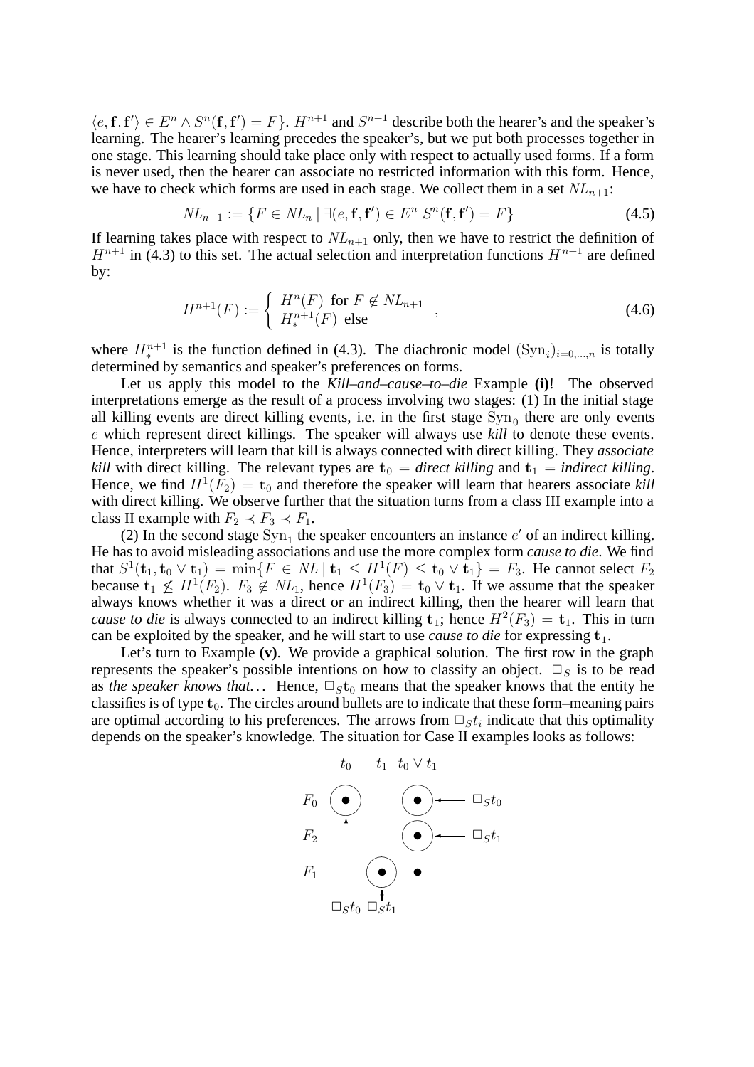$\langle e, \mathbf{f}, \mathbf{f}' \rangle \in E^n \wedge S^n(\mathbf{f}, \mathbf{f}') = F\}$. $H^{n+1}$ and $S^{n+1}$ describe both the hearer's and the speaker's learning. The hearer's learning precedes the speaker's, but we put both processes together in one stage. This learning should take place only with respect to actually used forms. If a form is never used, then the hearer can associate no restricted information with this form. Hence, we have to check which forms are used in each stage. We collect them in a set $NL_{n+1}$:

$$NL_{n+1} := \{F \in NL_n \mid \exists (e, \mathbf{f}, \mathbf{f}') \in E^n \; S^n(\mathbf{f}, \mathbf{f}') = F\} \tag{4.5}$$

If learning takes place with respect to $NL_{n+1}$ only, then we have to restrict the definition of $H^{n+1}$ in (4.3) to this set. The actual selection and interpretation functions $H^{n+1}$ are defined by:

$$H^{n+1}(F) := \begin{cases} H^n(F) \text{ for } F \notin NL_{n+1} \\ H_*^{n+1}(F) \text{ else} \end{cases}, \tag{4.6}$$

where $H_*^{n+1}$ is the function defined in (4.3). The diachronic model $(\mathrm{Syn}_i)_{i=0,\dots,n}$ is totally determined by semantics and speaker's preferences on forms.

Let us apply this model to the *Kill–and–cause–to–die* Example **(i)**! The observed interpretations emerge as the result of a process involving two stages: (1) In the initial stage all killing events are direct killing events, i.e. in the first stage $\mathrm{Syn}_0$ there are only events $e$ which represent direct killings. The speaker will always use *kill* to denote these events. Hence, interpreters will learn that kill is always connected with direct killing. They *associate kill* with direct killing. The relevant types are $\mathbf{t}_0$ = *direct killing* and $\mathbf{t}_1$ = *indirect killing*. Hence, we find $H^1(F_2) = \mathbf{t}_0$ and therefore the speaker will learn that hearers associate *kill* with direct killing. We observe further that the situation turns from a class III example into a class II example with $F_2 \prec F_3 \prec F_1$.

(2) In the second stage $\mathrm{Syn}_1$ the speaker encounters an instance $e'$ of an indirect killing. He has to avoid misleading associations and use the more complex form *cause to die*. We find that $S^1(\mathbf{t}_1, \mathbf{t}_0 \vee \mathbf{t}_1) = \min\{F \in NL \mid \mathbf{t}_1 \leq H^1(F) \leq \mathbf{t}_0 \vee \mathbf{t}_1\} = F_3$. He cannot select $F_2$ because $\mathbf{t}_1 \not\leq H^1(F_2)$. $F_3 \notin NL_1$, hence $H^1(F_3) = \mathbf{t}_0 \vee \mathbf{t}_1$. If we assume that the speaker always knows whether it was a direct or an indirect killing, then the hearer will learn that *cause to die* is always connected to an indirect killing $\mathbf{t}_1$; hence $H^2(F_3) = \mathbf{t}_1$. This in turn can be exploited by the speaker, and he will start to use *cause to die* for expressing $\mathbf{t}_1$.

Let's turn to Example **(v)**. We provide a graphical solution. The first row in the graph represents the speaker's possible intentions on how to classify an object. $\Box_S$ is to be read as *the speaker knows that...* Hence, $\Box_S \mathbf{t}_0$ means that the speaker knows that the entity he classifies is of type $\mathbf{t}_0$. The circles around bullets are to indicate that these form–meaning pairs are optimal according to his preferences. The arrows from $\Box_S t_i$ indicate that this optimality depends on the speaker's knowledge. The situation for Case II examples looks as follows:

|  | $t_0$ | $t_1$ | $t_0 \vee t_1$ |  |
|---|---|---|---|---|
| $F_0$ | (•) ↑ |  | (•) | ← $\Box_S t_0$ |
| $F_2$ |  |  | (•) | ← $\Box_S t_1$ |
| $F_1$ |  | (•) ↑ | • |  |
|  | $\Box_S t_0$ | $\Box_S t_1$ |  |  |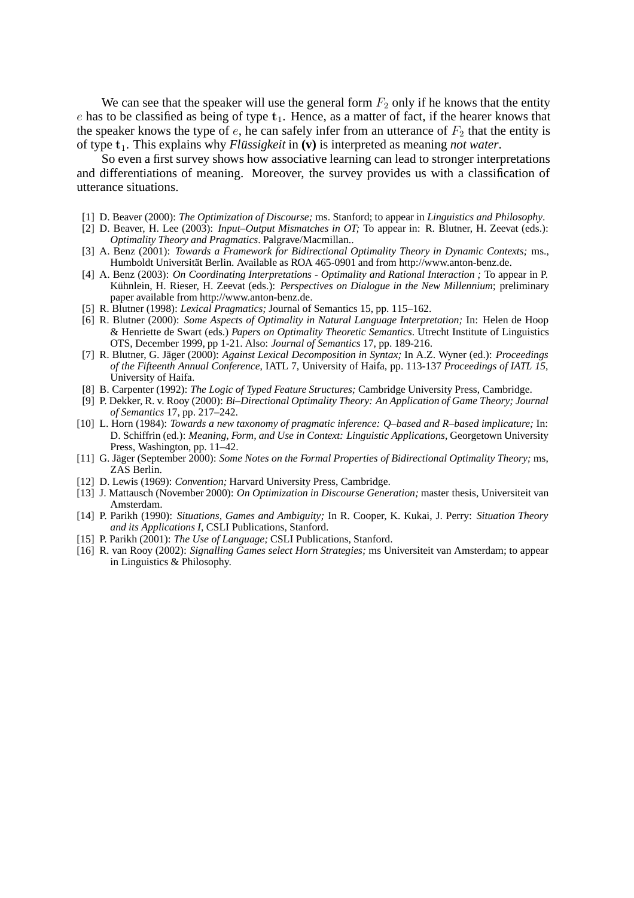We can see that the speaker will use the general form $F_2$ only if he knows that the entity $e$ has to be classified as being of type $\mathbf{t}_1$. Hence, as a matter of fact, if the hearer knows that the speaker knows the type of $e$, he can safely infer from an utterance of $F_2$ that the entity is of type $\mathbf{t}_1$. This explains why *Flüssigkeit* in **(v)** is interpreted as meaning *not water*.

So even a first survey shows how associative learning can lead to stronger interpretations and differentiations of meaning. Moreover, the survey provides us with a classification of utterance situations.

[1] D. Beaver (2000): *The Optimization of Discourse;* ms. Stanford; to appear in *Linguistics and Philosophy*.

[2] D. Beaver, H. Lee (2003): *Input–Output Mismatches in OT;* To appear in: R. Blutner, H. Zeevat (eds.): *Optimality Theory and Pragmatics*. Palgrave/Macmillan..

[3] A. Benz (2001): *Towards a Framework for Bidirectional Optimality Theory in Dynamic Contexts;* ms., Humboldt Universität Berlin. Available as ROA 465-0901 and from http://www.anton-benz.de.

[4] A. Benz (2003): *On Coordinating Interpretations - Optimality and Rational Interaction ;* To appear in P. Kühnlein, H. Rieser, H. Zeevat (eds.): *Perspectives on Dialogue in the New Millennium*; preliminary paper available from http://www.anton-benz.de.

[5] R. Blutner (1998): *Lexical Pragmatics;* Journal of Semantics 15, pp. 115–162.

[6] R. Blutner (2000): *Some Aspects of Optimality in Natural Language Interpretation;* In: Helen de Hoop & Henriette de Swart (eds.) *Papers on Optimality Theoretic Semantics*. Utrecht Institute of Linguistics OTS, December 1999, pp 1-21. Also: *Journal of Semantics* 17, pp. 189-216.

[7] R. Blutner, G. Jäger (2000): *Against Lexical Decomposition in Syntax;* In A.Z. Wyner (ed.): *Proceedings of the Fifteenth Annual Conference*, IATL 7, University of Haifa, pp. 113-137 *Proceedings of IATL 15*, University of Haifa.

[8] B. Carpenter (1992): *The Logic of Typed Feature Structures;* Cambridge University Press, Cambridge.

[9] P. Dekker, R. v. Rooy (2000): *Bi–Directional Optimality Theory: An Application of Game Theory; Journal of Semantics* 17, pp. 217–242.

[10] L. Horn (1984): *Towards a new taxonomy of pragmatic inference: Q–based and R–based implicature;* In: D. Schiffrin (ed.): *Meaning, Form, and Use in Context: Linguistic Applications*, Georgetown University Press, Washington, pp. 11–42.

[11] G. Jäger (September 2000): *Some Notes on the Formal Properties of Bidirectional Optimality Theory;* ms, ZAS Berlin.

[12] D. Lewis (1969): *Convention;* Harvard University Press, Cambridge.

[13] J. Mattausch (November 2000): *On Optimization in Discourse Generation;* master thesis, Universiteit van Amsterdam.

[14] P. Parikh (1990): *Situations, Games and Ambiguity;* In R. Cooper, K. Kukai, J. Perry: *Situation Theory and its Applications I*, CSLI Publications, Stanford.

[15] P. Parikh (2001): *The Use of Language;* CSLI Publications, Stanford.

[16] R. van Rooy (2002): *Signalling Games select Horn Strategies;* ms Universiteit van Amsterdam; to appear in Linguistics & Philosophy.